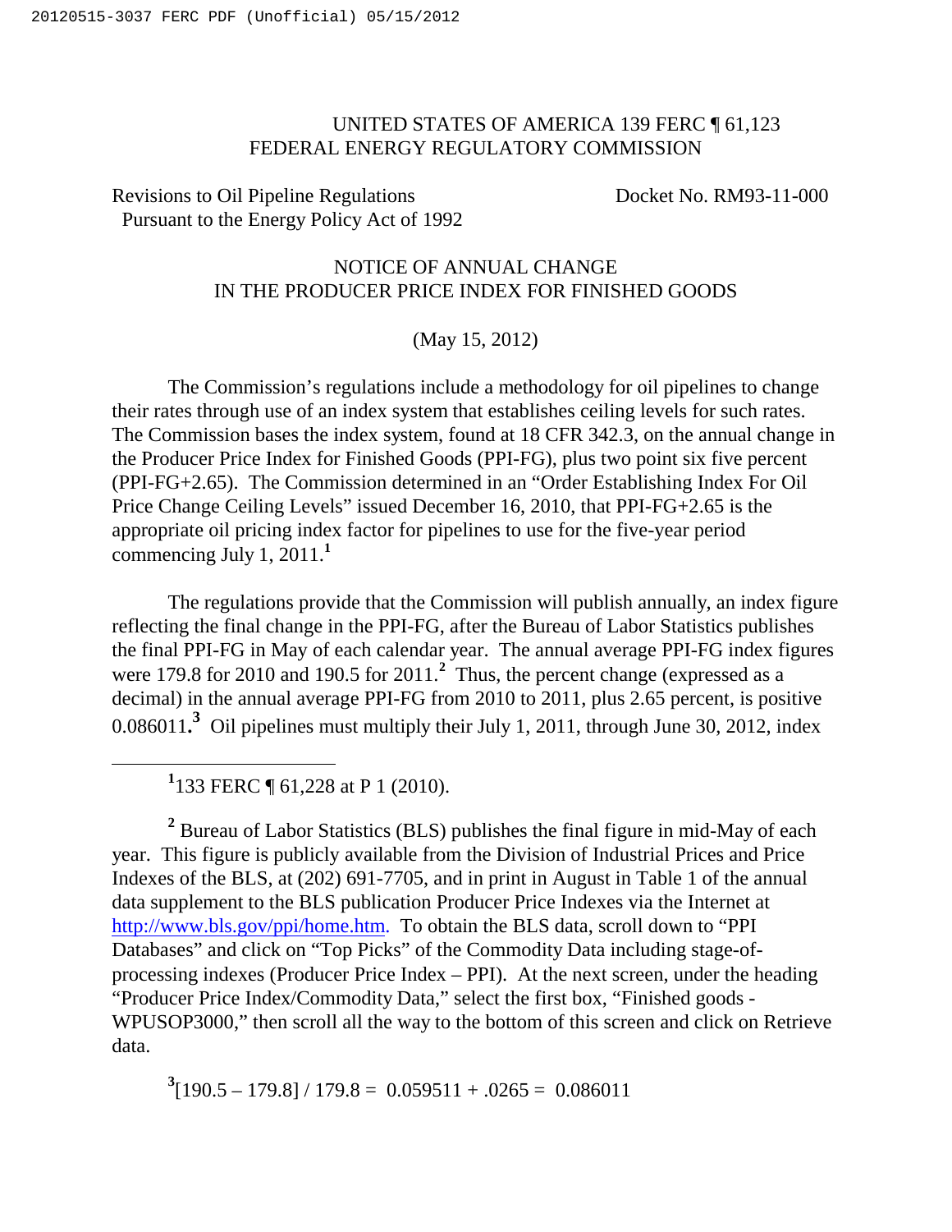UNITED STATES OF AMERICA 139 FERC ¶ 61,123
FEDERAL ENERGY REGULATORY COMMISSION

Revisions to Oil Pipeline Regulations Pursuant to the Energy Policy Act of 1992 — Docket No. RM93-11-000

# NOTICE OF ANNUAL CHANGE IN THE PRODUCER PRICE INDEX FOR FINISHED GOODS

(May 15, 2012)

The Commission's regulations include a methodology for oil pipelines to change their rates through use of an index system that establishes ceiling levels for such rates. The Commission bases the index system, found at 18 CFR 342.3, on the annual change in the Producer Price Index for Finished Goods (PPI-FG), plus two point six five percent (PPI-FG+2.65). The Commission determined in an "Order Establishing Index For Oil Price Change Ceiling Levels" issued December 16, 2010, that PPI-FG+2.65 is the appropriate oil pricing index factor for pipelines to use for the five-year period commencing July 1, 2011.[1]

The regulations provide that the Commission will publish annually, an index figure reflecting the final change in the PPI-FG, after the Bureau of Labor Statistics publishes the final PPI-FG in May of each calendar year. The annual average PPI-FG index figures were 179.8 for 2010 and 190.5 for 2011.[2] Thus, the percent change (expressed as a decimal) in the annual average PPI-FG from 2010 to 2011, plus 2.65 percent, is positive 0.086011.[3] Oil pipelines must multiply their July 1, 2011, through June 30, 2012, index

---

[1] 133 FERC ¶ 61,228 at P 1 (2010).

[2] Bureau of Labor Statistics (BLS) publishes the final figure in mid-May of each year. This figure is publicly available from the Division of Industrial Prices and Price Indexes of the BLS, at (202) 691-7705, and in print in August in Table 1 of the annual data supplement to the BLS publication Producer Price Indexes via the Internet at http://www.bls.gov/ppi/home.htm. To obtain the BLS data, scroll down to "PPI Databases" and click on "Top Picks" of the Commodity Data including stage-of-processing indexes (Producer Price Index – PPI). At the next screen, under the heading "Producer Price Index/Commodity Data," select the first box, "Finished goods - WPUSOP3000," then scroll all the way to the bottom of this screen and click on Retrieve data.

[3] $[190.5 – 179.8] / 179.8 = 0.059511 + .0265 = 0.086011$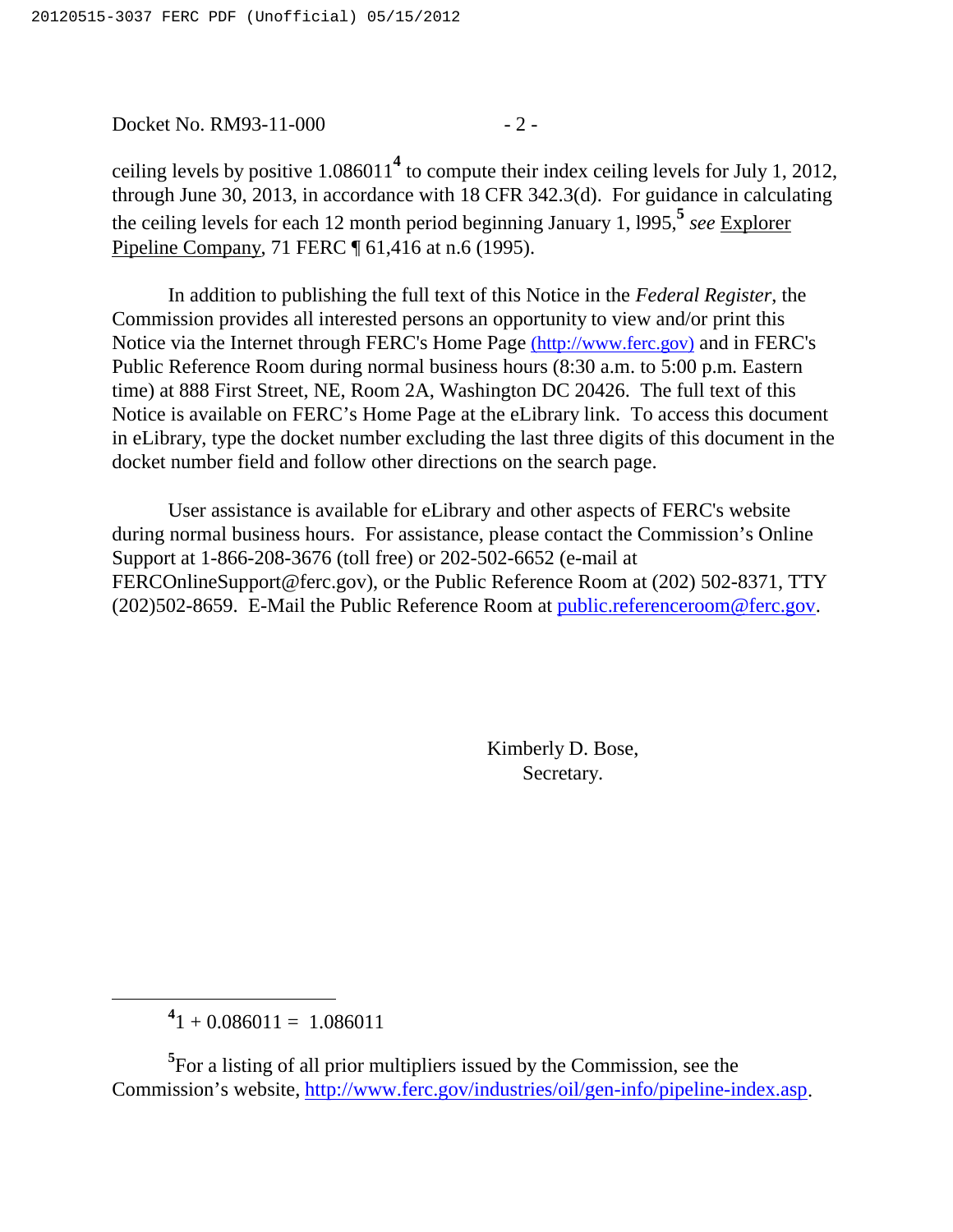ceiling levels by positive 1.086011[4] to compute their index ceiling levels for July 1, 2012, through June 30, 2013, in accordance with 18 CFR 342.3(d). For guidance in calculating the ceiling levels for each 12 month period beginning January 1, l995,[5] *see* Explorer Pipeline Company, 71 FERC ¶ 61,416 at n.6 (1995).

In addition to publishing the full text of this Notice in the *Federal Register*, the Commission provides all interested persons an opportunity to view and/or print this Notice via the Internet through FERC's Home Page (http://www.ferc.gov) and in FERC's Public Reference Room during normal business hours (8:30 a.m. to 5:00 p.m. Eastern time) at 888 First Street, NE, Room 2A, Washington DC 20426. The full text of this Notice is available on FERC's Home Page at the eLibrary link. To access this document in eLibrary, type the docket number excluding the last three digits of this document in the docket number field and follow other directions on the search page.

User assistance is available for eLibrary and other aspects of FERC's website during normal business hours. For assistance, please contact the Commission's Online Support at 1-866-208-3676 (toll free) or 202-502-6652 (e-mail at FERCOnlineSupport@ferc.gov), or the Public Reference Room at (202) 502-8371, TTY (202)502-8659. E-Mail the Public Reference Room at public.referenceroom@ferc.gov.

Kimberly D. Bose,
Secretary.

---

[4] 1 + 0.086011 = 1.086011

[5] For a listing of all prior multipliers issued by the Commission, see the Commission's website, http://www.ferc.gov/industries/oil/gen-info/pipeline-index.asp.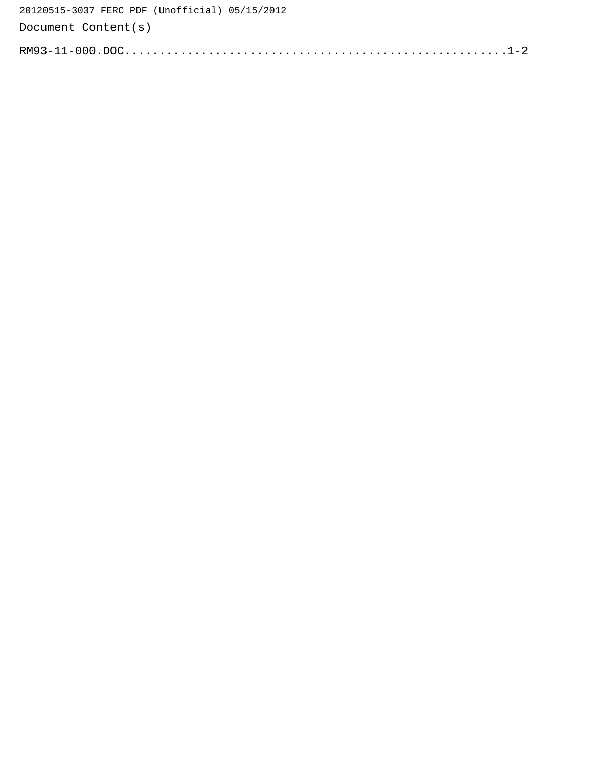Document Content(s)

RM93-11-000.DOC.......................................................1-2